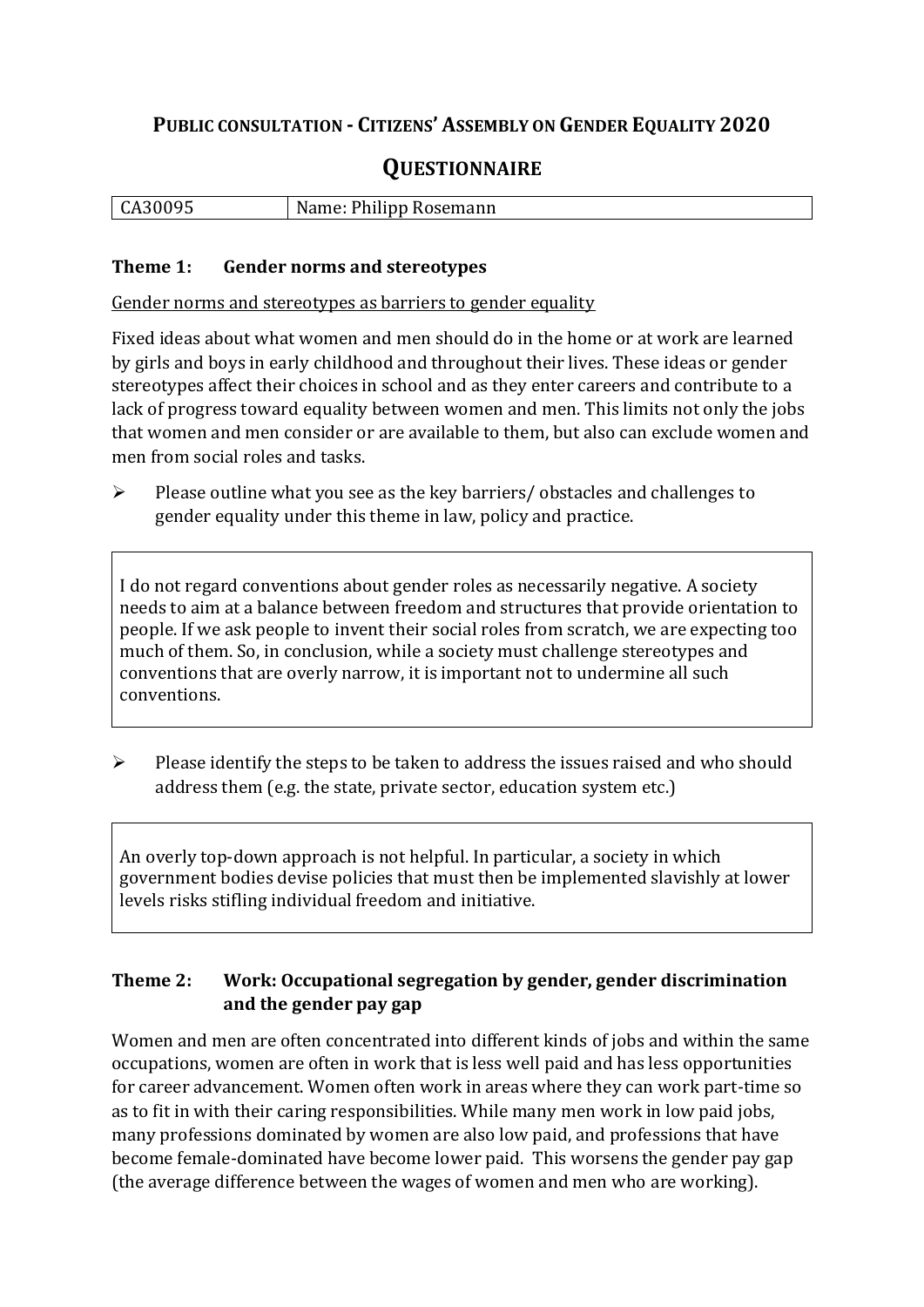# PUBLIC CONSULTATION - CITIZENS' ASSEMBLY ON GENDER EQUALITY 2020

## QUESTIONNAIRE

| CA30095 | Name: Philipp Rosemann |
| --- | --- |

### Theme 1: Gender norms and stereotypes

Gender norms and stereotypes as barriers to gender equality

Fixed ideas about what women and men should do in the home or at work are learned by girls and boys in early childhood and throughout their lives. These ideas or gender stereotypes affect their choices in school and as they enter careers and contribute to a lack of progress toward equality between women and men. This limits not only the jobs that women and men consider or are available to them, but also can exclude women and men from social roles and tasks.

➢ Please outline what you see as the key barriers/ obstacles and challenges to gender equality under this theme in law, policy and practice.

> I do not regard conventions about gender roles as necessarily negative. A society needs to aim at a balance between freedom and structures that provide orientation to people. If we ask people to invent their social roles from scratch, we are expecting too much of them. So, in conclusion, while a society must challenge stereotypes and conventions that are overly narrow, it is important not to undermine all such conventions.

➢ Please identify the steps to be taken to address the issues raised and who should address them (e.g. the state, private sector, education system etc.)

> An overly top-down approach is not helpful. In particular, a society in which government bodies devise policies that must then be implemented slavishly at lower levels risks stifling individual freedom and initiative.

### Theme 2: Work: Occupational segregation by gender, gender discrimination and the gender pay gap

Women and men are often concentrated into different kinds of jobs and within the same occupations, women are often in work that is less well paid and has less opportunities for career advancement. Women often work in areas where they can work part-time so as to fit in with their caring responsibilities. While many men work in low paid jobs, many professions dominated by women are also low paid, and professions that have become female-dominated have become lower paid. This worsens the gender pay gap (the average difference between the wages of women and men who are working).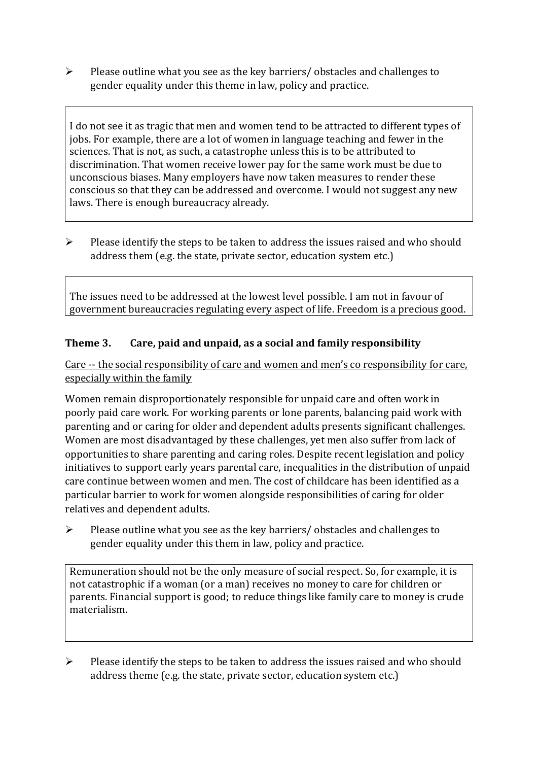- Please outline what you see as the key barriers/ obstacles and challenges to gender equality under this theme in law, policy and practice.

> I do not see it as tragic that men and women tend to be attracted to different types of jobs. For example, there are a lot of women in language teaching and fewer in the sciences. That is not, as such, a catastrophe unless this is to be attributed to discrimination. That women receive lower pay for the same work must be due to unconscious biases. Many employers have now taken measures to render these conscious so that they can be addressed and overcome. I would not suggest any new laws. There is enough bureaucracy already.

- Please identify the steps to be taken to address the issues raised and who should address them (e.g. the state, private sector, education system etc.)

> The issues need to be addressed at the lowest level possible. I am not in favour of government bureaucracies regulating every aspect of life. Freedom is a precious good.

### Theme 3. Care, paid and unpaid, as a social and family responsibility

Care -- the social responsibility of care and women and men's co responsibility for care, especially within the family

Women remain disproportionately responsible for unpaid care and often work in poorly paid care work. For working parents or lone parents, balancing paid work with parenting and or caring for older and dependent adults presents significant challenges. Women are most disadvantaged by these challenges, yet men also suffer from lack of opportunities to share parenting and caring roles. Despite recent legislation and policy initiatives to support early years parental care, inequalities in the distribution of unpaid care continue between women and men. The cost of childcare has been identified as a particular barrier to work for women alongside responsibilities of caring for older relatives and dependent adults.

- Please outline what you see as the key barriers/ obstacles and challenges to gender equality under this them in law, policy and practice.

> Remuneration should not be the only measure of social respect. So, for example, it is not catastrophic if a woman (or a man) receives no money to care for children or parents. Financial support is good; to reduce things like family care to money is crude materialism.

- Please identify the steps to be taken to address the issues raised and who should address theme (e.g. the state, private sector, education system etc.)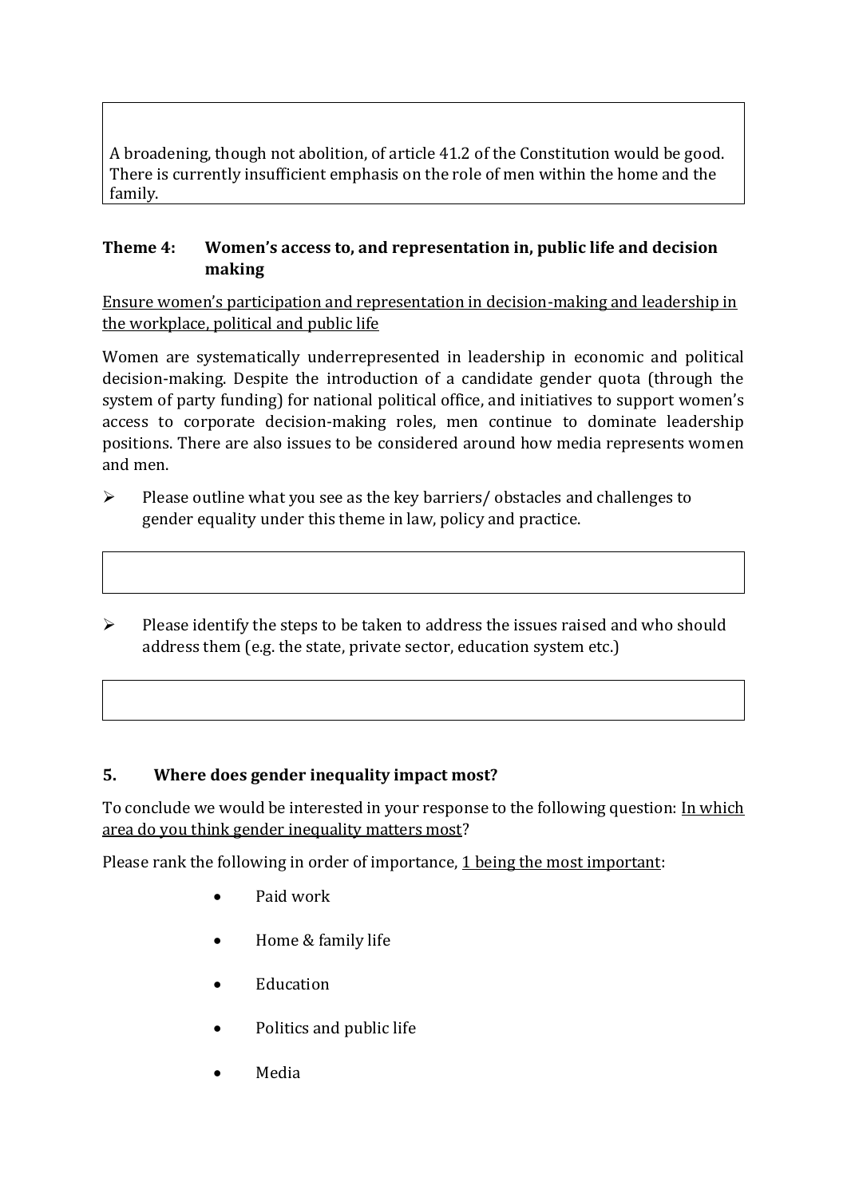A broadening, though not abolition, of article 41.2 of the Constitution would be good. There is currently insufficient emphasis on the role of men within the home and the family.

### Theme 4: Women's access to, and representation in, public life and decision making

Ensure women's participation and representation in decision-making and leadership in the workplace, political and public life

Women are systematically underrepresented in leadership in economic and political decision-making. Despite the introduction of a candidate gender quota (through the system of party funding) for national political office, and initiatives to support women's access to corporate decision-making roles, men continue to dominate leadership positions. There are also issues to be considered around how media represents women and men.

- Please outline what you see as the key barriers/ obstacles and challenges to gender equality under this theme in law, policy and practice.

- Please identify the steps to be taken to address the issues raised and who should address them (e.g. the state, private sector, education system etc.)

## 5. Where does gender inequality impact most?

To conclude we would be interested in your response to the following question: In which area do you think gender inequality matters most?

Please rank the following in order of importance, 1 being the most important:

- Paid work
- Home & family life
- Education
- Politics and public life
- Media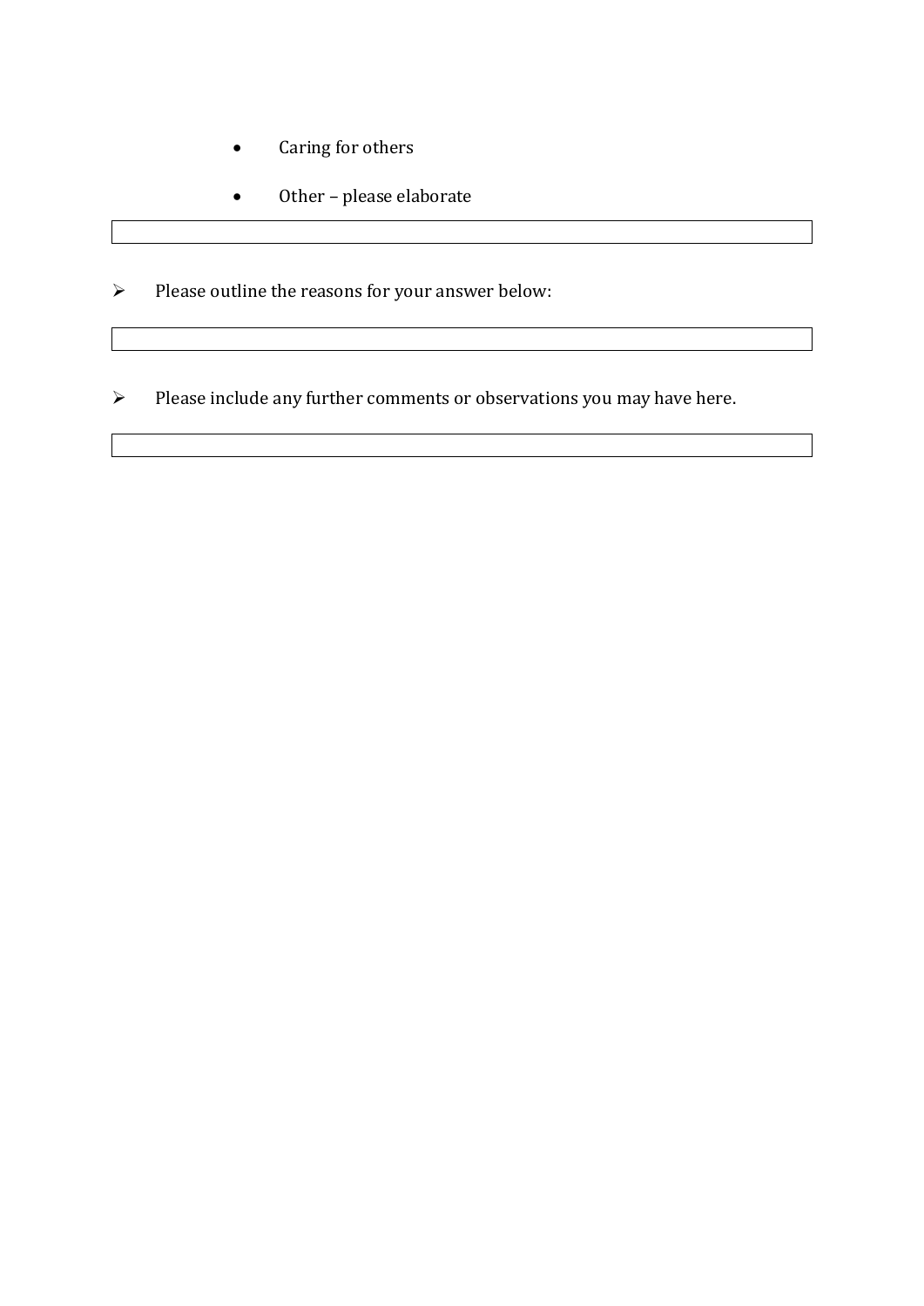- Caring for others
- Other – please elaborate

| |
|---|
| |

- Please outline the reasons for your answer below:

| |
|---|
| |

- Please include any further comments or observations you may have here.

| |
|---|
| |